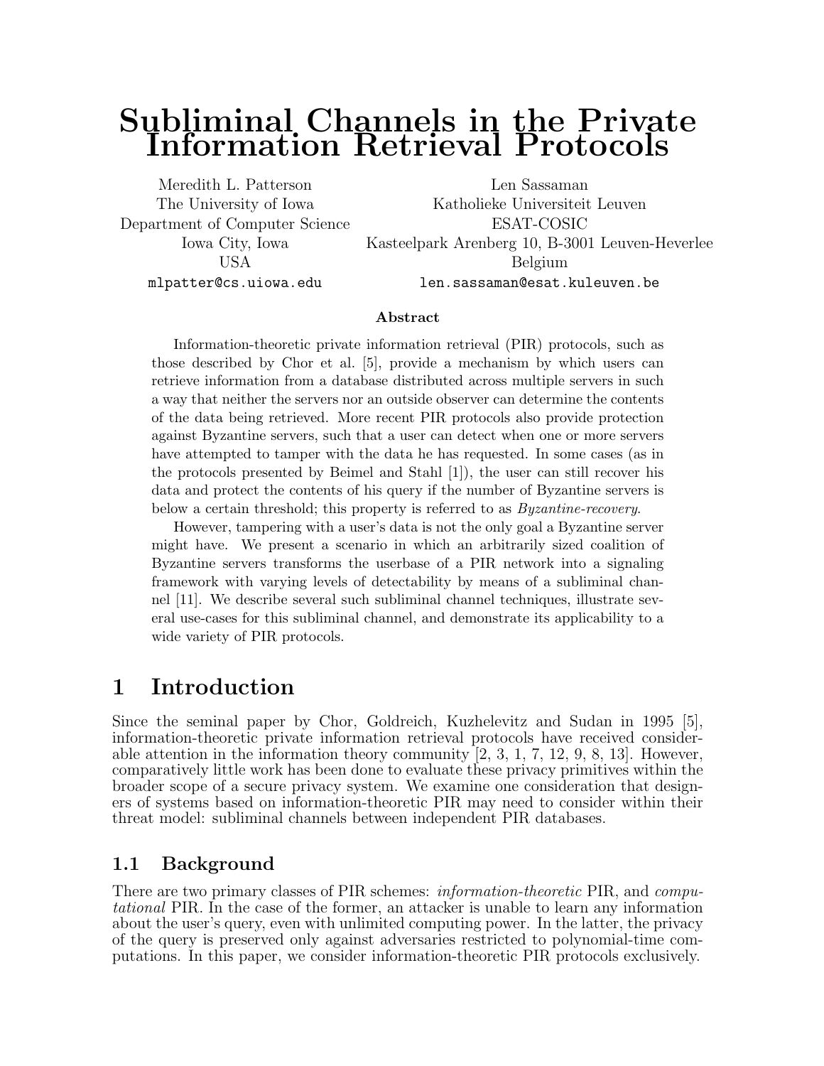# Subliminal Channels in the Private Information Retrieval Protocols

Meredith L. Patterson
The University of Iowa
Department of Computer Science
Iowa City, Iowa
USA
mlpatter@cs.uiowa.edu

Len Sassaman
Katholieke Universiteit Leuven
ESAT-COSIC
Kasteelpark Arenberg 10, B-3001 Leuven-Heverlee
Belgium
len.sassaman@esat.kuleuven.be

**Abstract**

Information-theoretic private information retrieval (PIR) protocols, such as those described by Chor et al. [5], provide a mechanism by which users can retrieve information from a database distributed across multiple servers in such a way that neither the servers nor an outside observer can determine the contents of the data being retrieved. More recent PIR protocols also provide protection against Byzantine servers, such that a user can detect when one or more servers have attempted to tamper with the data he has requested. In some cases (as in the protocols presented by Beimel and Stahl [1]), the user can still recover his data and protect the contents of his query if the number of Byzantine servers is below a certain threshold; this property is referred to as *Byzantine-recovery*.

However, tampering with a user's data is not the only goal a Byzantine server might have. We present a scenario in which an arbitrarily sized coalition of Byzantine servers transforms the userbase of a PIR network into a signaling framework with varying levels of detectability by means of a subliminal channel [11]. We describe several such subliminal channel techniques, illustrate several use-cases for this subliminal channel, and demonstrate its applicability to a wide variety of PIR protocols.

## 1 Introduction

Since the seminal paper by Chor, Goldreich, Kuzhelevitz and Sudan in 1995 [5], information-theoretic private information retrieval protocols have received considerable attention in the information theory community [2, 3, 1, 7, 12, 9, 8, 13]. However, comparatively little work has been done to evaluate these privacy primitives within the broader scope of a secure privacy system. We examine one consideration that designers of systems based on information-theoretic PIR may need to consider within their threat model: subliminal channels between independent PIR databases.

### 1.1 Background

There are two primary classes of PIR schemes: *information-theoretic* PIR, and *computational* PIR. In the case of the former, an attacker is unable to learn any information about the user's query, even with unlimited computing power. In the latter, the privacy of the query is preserved only against adversaries restricted to polynomial-time computations. In this paper, we consider information-theoretic PIR protocols exclusively.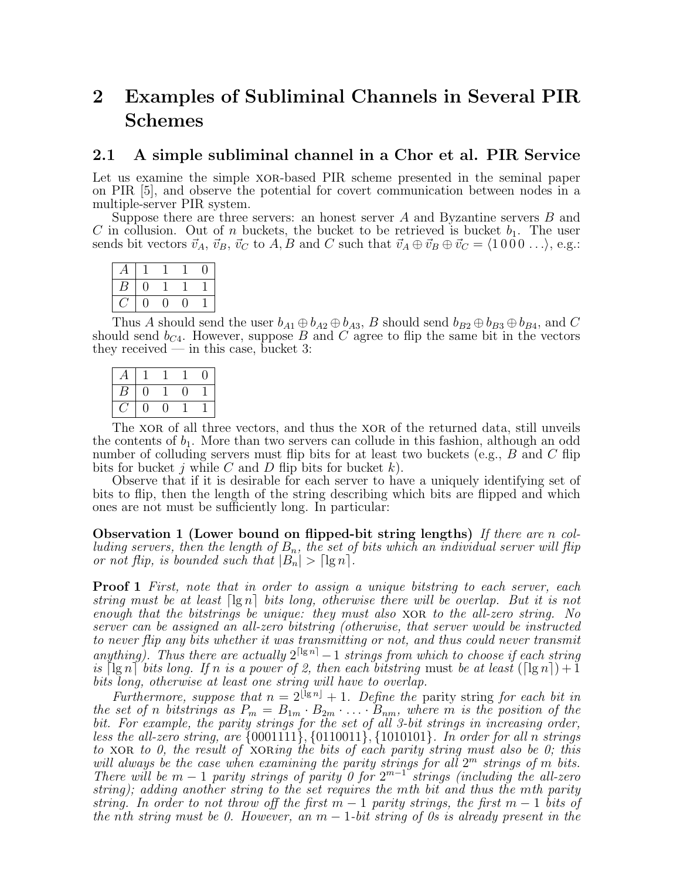# 2 Examples of Subliminal Channels in Several PIR Schemes

## 2.1 A simple subliminal channel in a Chor et al. PIR Service

Let us examine the simple XOR-based PIR scheme presented in the seminal paper on PIR [5], and observe the potential for covert communication between nodes in a multiple-server PIR system.

Suppose there are three servers: an honest server $A$ and Byzantine servers $B$ and $C$ in collusion. Out of $n$ buckets, the bucket to be retrieved is bucket $b_1$. The user sends bit vectors $\vec{v}_A$, $\vec{v}_B$, $\vec{v}_C$ to $A, B$ and $C$ such that $\vec{v}_A \oplus \vec{v}_B \oplus \vec{v}_C = \langle 1\,0\,0\,0\,\ldots\rangle$, e.g.:

| $A$ | 1 | 1 | 1 | 0 |
|---|---|---|---|---|
| $B$ | 0 | 1 | 1 | 1 |
| $C$ | 0 | 0 | 0 | 1 |

Thus $A$ should send the user $b_{A1} \oplus b_{A2} \oplus b_{A3}$, $B$ should send $b_{B2} \oplus b_{B3} \oplus b_{B4}$, and $C$ should send $b_{C4}$. However, suppose $B$ and $C$ agree to flip the same bit in the vectors they received — in this case, bucket 3:

| $A$ | 1 | 1 | 1 | 0 |
|---|---|---|---|---|
| $B$ | 0 | 1 | 0 | 1 |
| $C$ | 0 | 0 | 1 | 1 |

The XOR of all three vectors, and thus the XOR of the returned data, still unveils the contents of $b_1$. More than two servers can collude in this fashion, although an odd number of colluding servers must flip bits for at least two buckets (e.g., $B$ and $C$ flip bits for bucket $j$ while $C$ and $D$ flip bits for bucket $k$).

Observe that if it is desirable for each server to have a uniquely identifying set of bits to flip, then the length of the string describing which bits are flipped and which ones are not must be sufficiently long. In particular:

**Observation 1 (Lower bound on flipped-bit string lengths)** *If there are $n$ colluding servers, then the length of $B_n$, the set of bits which an individual server will flip or not flip, is bounded such that $|B_n| > \lceil \lg n \rceil$.*

**Proof 1** *First, note that in order to assign a unique bitstring to each server, each string must be at least $\lceil \lg n \rceil$ bits long, otherwise there will be overlap. But it is not enough that the bitstrings be unique: they must also XOR to the all-zero string. No server can be assigned an all-zero bitstring (otherwise, that server would be instructed to never flip any bits whether it was transmitting or not, and thus could never transmit anything). Thus there are actually $2^{\lceil \lg n \rceil} - 1$ strings from which to choose if each string is $\lceil \lg n \rceil$ bits long. If $n$ is a power of 2, then each bitstring* must *be at least $(\lceil \lg n \rceil) + 1$ bits long, otherwise at least one string will have to overlap.*

*Furthermore, suppose that $n = 2^{\lceil \lg n \rceil} + 1$. Define the* parity string *for each bit in the set of $n$ bitstrings as $P_m = B_{1m} \cdot B_{2m} \cdot \ldots \cdot B_{nm}$, where $m$ is the position of the bit. For example, the parity strings for the set of all 3-bit strings in increasing order, less the all-zero string, are $\{0001111\}, \{0110011\}, \{1010101\}$. In order for all $n$ strings to XOR to 0, the result of XORing the bits of each parity string must also be 0; this will always be the case when examining the parity strings for all $2^m$ strings of $m$ bits. There will be $m-1$ parity strings of parity 0 for $2^{m-1}$ strings (including the all-zero string); adding another string to the set requires the $m$th bit and thus the $m$th parity string. In order to not throw off the first $m-1$ parity strings, the first $m-1$ bits of the $n$th string must be 0. However, an $m-1$-bit string of 0s is already present in the*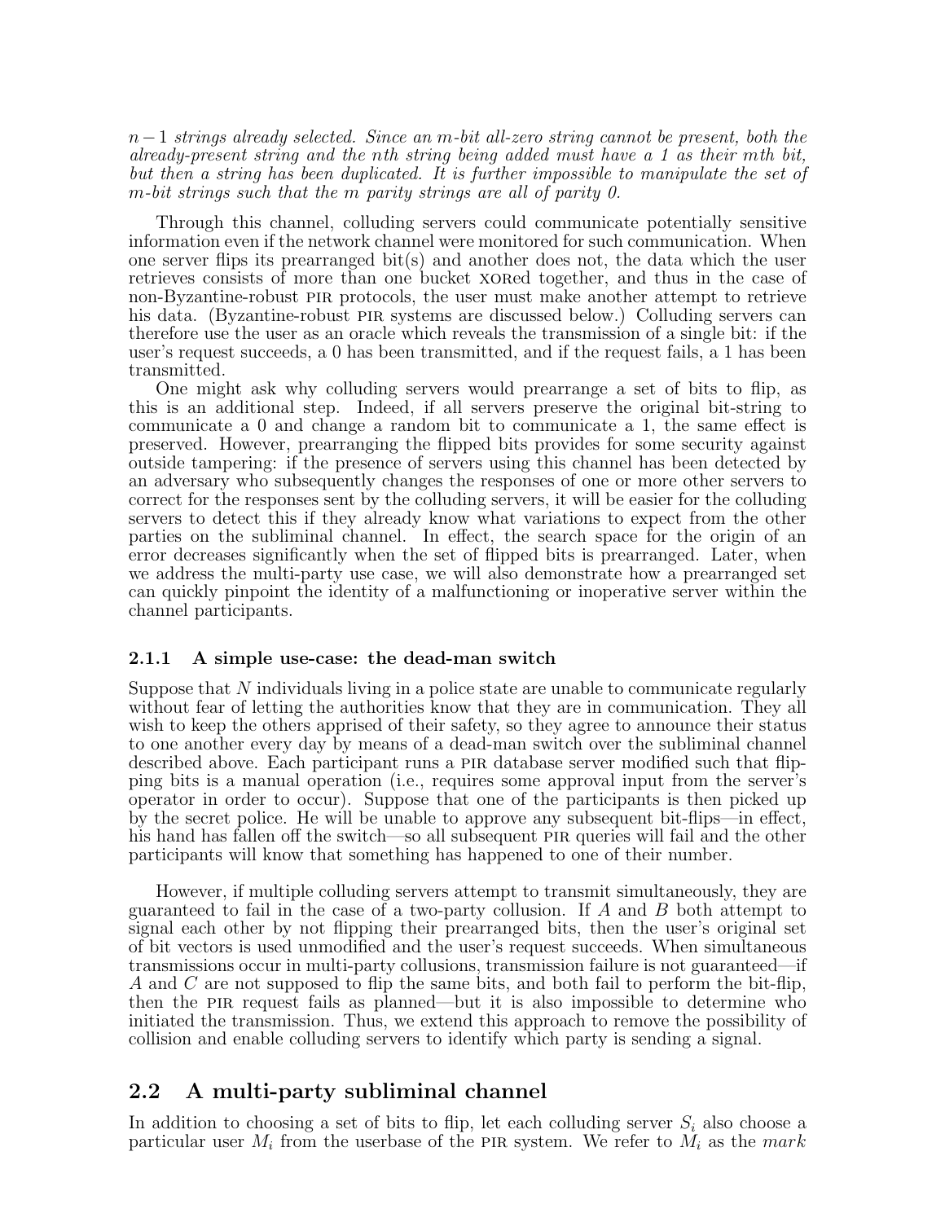*$n-1$ strings already selected. Since an $m$-bit all-zero string cannot be present, both the already-present string and the $n$th string being added must have a 1 as their $m$th bit, but then a string has been duplicated. It is further impossible to manipulate the set of $m$-bit strings such that the $m$ parity strings are all of parity 0.*

Through this channel, colluding servers could communicate potentially sensitive information even if the network channel were monitored for such communication. When one server flips its prearranged bit(s) and another does not, the data which the user retrieves consists of more than one bucket XORed together, and thus in the case of non-Byzantine-robust PIR protocols, the user must make another attempt to retrieve his data. (Byzantine-robust PIR systems are discussed below.) Colluding servers can therefore use the user as an oracle which reveals the transmission of a single bit: if the user's request succeeds, a 0 has been transmitted, and if the request fails, a 1 has been transmitted.

One might ask why colluding servers would prearrange a set of bits to flip, as this is an additional step. Indeed, if all servers preserve the original bit-string to communicate a 0 and change a random bit to communicate a 1, the same effect is preserved. However, prearranging the flipped bits provides for some security against outside tampering: if the presence of servers using this channel has been detected by an adversary who subsequently changes the responses of one or more other servers to correct for the responses sent by the colluding servers, it will be easier for the colluding servers to detect this if they already know what variations to expect from the other parties on the subliminal channel. In effect, the search space for the origin of an error decreases significantly when the set of flipped bits is prearranged. Later, when we address the multi-party use case, we will also demonstrate how a prearranged set can quickly pinpoint the identity of a malfunctioning or inoperative server within the channel participants.

### 2.1.1 A simple use-case: the dead-man switch

Suppose that $N$ individuals living in a police state are unable to communicate regularly without fear of letting the authorities know that they are in communication. They all wish to keep the others apprised of their safety, so they agree to announce their status to one another every day by means of a dead-man switch over the subliminal channel described above. Each participant runs a PIR database server modified such that flipping bits is a manual operation (i.e., requires some approval input from the server's operator in order to occur). Suppose that one of the participants is then picked up by the secret police. He will be unable to approve any subsequent bit-flips—in effect, his hand has fallen off the switch—so all subsequent PIR queries will fail and the other participants will know that something has happened to one of their number.

However, if multiple colluding servers attempt to transmit simultaneously, they are guaranteed to fail in the case of a two-party collusion. If $A$ and $B$ both attempt to signal each other by not flipping their prearranged bits, then the user's original set of bit vectors is used unmodified and the user's request succeeds. When simultaneous transmissions occur in multi-party collusions, transmission failure is not guaranteed—if $A$ and $C$ are not supposed to flip the same bits, and both fail to perform the bit-flip, then the PIR request fails as planned—but it is also impossible to determine who initiated the transmission. Thus, we extend this approach to remove the possibility of collision and enable colluding servers to identify which party is sending a signal.

## 2.2 A multi-party subliminal channel

In addition to choosing a set of bits to flip, let each colluding server $S_i$ also choose a particular user $M_i$ from the userbase of the PIR system. We refer to $M_i$ as the *mark*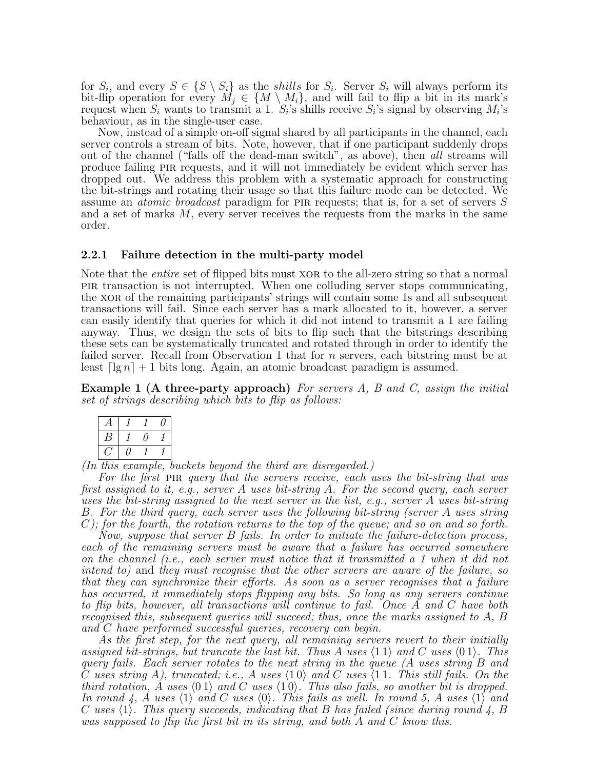for $S_i$, and every $S \in \{S \setminus S_i\}$ as the *shills* for $S_i$. Server $S_i$ will always perform its bit-flip operation for every $M_j \in \{M \setminus M_i\}$, and will fail to flip a bit in its mark's request when $S_i$ wants to transmit a 1. $S_i$'s shills receive $S_i$'s signal by observing $M_i$'s behaviour, as in the single-user case.

Now, instead of a simple on-off signal shared by all participants in the channel, each server controls a stream of bits. Note, however, that if one participant suddenly drops out of the channel ("falls off the dead-man switch", as above), then *all* streams will produce failing PIR requests, and it will not immediately be evident which server has dropped out. We address this problem with a systematic approach for constructing the bit-strings and rotating their usage so that this failure mode can be detected. We assume an *atomic broadcast* paradigm for PIR requests; that is, for a set of servers $S$ and a set of marks $M$, every server receives the requests from the marks in the same order.

### 2.2.1 Failure detection in the multi-party model

Note that the *entire* set of flipped bits must XOR to the all-zero string so that a normal PIR transaction is not interrupted. When one colluding server stops communicating, the XOR of the remaining participants' strings will contain some 1s and all subsequent transactions will fail. Since each server has a mark allocated to it, however, a server can easily identify that queries for which it did not intend to transmit a 1 are failing anyway. Thus, we design the sets of bits to flip such that the bitstrings describing these sets can be systematically truncated and rotated through in order to identify the failed server. Recall from Observation 1 that for $n$ servers, each bitstring must be at least $\lceil \lg n \rceil + 1$ bits long. Again, an atomic broadcast paradigm is assumed.

**Example 1 (A three-party approach)** *For servers A, B and C, assign the initial set of strings describing which bits to flip as follows:*

| | | | |
|---|---|---|---|
| *A* | *1* | *1* | *0* |
| *B* | *1* | *0* | *1* |
| *C* | *0* | *1* | *1* |

*(In this example, buckets beyond the third are disregarded.)*

*For the first* PIR *query that the servers receive, each uses the bit-string that was first assigned to it, e.g., server A uses bit-string A. For the second query, each server uses the bit-string assigned to the next server in the list, e.g., server A uses bit-string B. For the third query, each server uses the following bit-string (server A uses string C); for the fourth, the rotation returns to the top of the queue; and so on and so forth.*

*Now, suppose that server B fails. In order to initiate the failure-detection process, each of the remaining servers must be aware that a failure has occurred somewhere on the channel (i.e., each server must notice that it transmitted a 1 when it did not intend to)* and *they must recognise that the other servers are aware of the failure, so that they can synchronize their efforts. As soon as a server recognises that a failure has occurred, it immediately stops flipping any bits. So long as any servers continue to flip bits, however, all transactions will continue to fail. Once A and C have both recognised this, subsequent queries will succeed; thus, once the marks assigned to A, B and C have performed successful queries, recovery can begin.*

*As the first step, for the next query, all remaining servers revert to their initially assigned bit-strings, but truncate the last bit. Thus A uses* $\langle 1\,1 \rangle$ *and C uses* $\langle 0\,1 \rangle$*. This query fails. Each server rotates to the next string in the queue (A uses string B and C uses string A), truncated; i.e., A uses* $\langle 1\,0 \rangle$ *and C uses* $\langle 1\,1$*. This still fails. On the third rotation, A uses* $\langle 0\,1 \rangle$ *and C uses* $\langle 1\,0 \rangle$*. This also fails, so another bit is dropped. In round 4, A uses* $\langle 1 \rangle$ *and C uses* $\langle 0 \rangle$*. This fails as well. In round 5, A uses* $\langle 1 \rangle$ *and C uses* $\langle 1 \rangle$*. This query succeeds, indicating that B has failed (since during round 4, B was supposed to flip the first bit in its string, and both A and C know this.*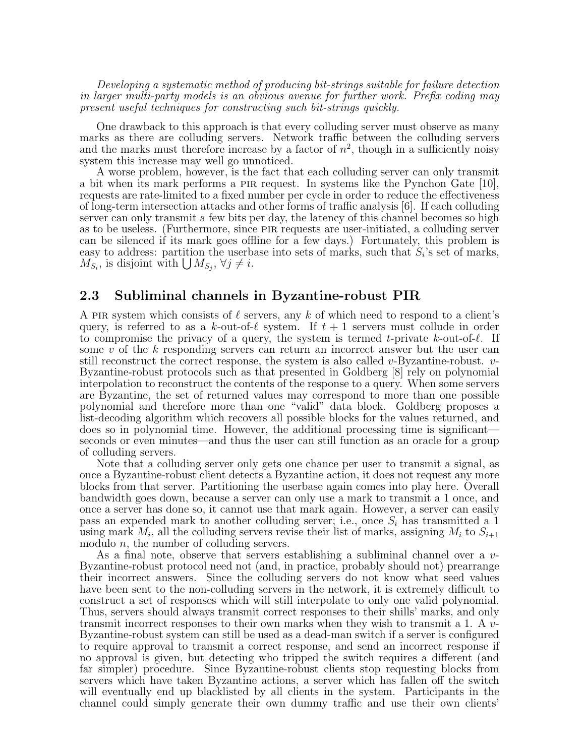*Developing a systematic method of producing bit-strings suitable for failure detection in larger multi-party models is an obvious avenue for further work. Prefix coding may present useful techniques for constructing such bit-strings quickly.*

One drawback to this approach is that every colluding server must observe as many marks as there are colluding servers. Network traffic between the colluding servers and the marks must therefore increase by a factor of $n^2$, though in a sufficiently noisy system this increase may well go unnoticed.

A worse problem, however, is the fact that each colluding server can only transmit a bit when its mark performs a PIR request. In systems like the Pynchon Gate [10], requests are rate-limited to a fixed number per cycle in order to reduce the effectiveness of long-term intersection attacks and other forms of traffic analysis [6]. If each colluding server can only transmit a few bits per day, the latency of this channel becomes so high as to be useless. (Furthermore, since PIR requests are user-initiated, a colluding server can be silenced if its mark goes offline for a few days.) Fortunately, this problem is easy to address: partition the userbase into sets of marks, such that $S_i$'s set of marks, $M_{S_i}$, is disjoint with $\bigcup M_{S_j}$, $\forall j \neq i$.

## 2.3 Subliminal channels in Byzantine-robust PIR

A PIR system which consists of $\ell$ servers, any $k$ of which need to respond to a client's query, is referred to as a $k$-out-of-$\ell$ system. If $t+1$ servers must collude in order to compromise the privacy of a query, the system is termed $t$-private $k$-out-of-$\ell$. If some $v$ of the $k$ responding servers can return an incorrect answer but the user can still reconstruct the correct response, the system is also called $v$-Byzantine-robust. $v$-Byzantine-robust protocols such as that presented in Goldberg [8] rely on polynomial interpolation to reconstruct the contents of the response to a query. When some servers are Byzantine, the set of returned values may correspond to more than one possible polynomial and therefore more than one "valid" data block. Goldberg proposes a list-decoding algorithm which recovers all possible blocks for the values returned, and does so in polynomial time. However, the additional processing time is significant—seconds or even minutes—and thus the user can still function as an oracle for a group of colluding servers.

Note that a colluding server only gets one chance per user to transmit a signal, as once a Byzantine-robust client detects a Byzantine action, it does not request any more blocks from that server. Partitioning the userbase again comes into play here. Overall bandwidth goes down, because a server can only use a mark to transmit a 1 once, and once a server has done so, it cannot use that mark again. However, a server can easily pass an expended mark to another colluding server; i.e., once $S_i$ has transmitted a 1 using mark $M_i$, all the colluding servers revise their list of marks, assigning $M_i$ to $S_{i+1}$ modulo $n$, the number of colluding servers.

As a final note, observe that servers establishing a subliminal channel over a $v$-Byzantine-robust protocol need not (and, in practice, probably should not) prearrange their incorrect answers. Since the colluding servers do not know what seed values have been sent to the non-colluding servers in the network, it is extremely difficult to construct a set of responses which will still interpolate to only one valid polynomial. Thus, servers should always transmit correct responses to their shills' marks, and only transmit incorrect responses to their own marks when they wish to transmit a 1. A $v$-Byzantine-robust system can still be used as a dead-man switch if a server is configured to require approval to transmit a correct response, and send an incorrect response if no approval is given, but detecting who tripped the switch requires a different (and far simpler) procedure. Since Byzantine-robust clients stop requesting blocks from servers which have taken Byzantine actions, a server which has fallen off the switch will eventually end up blacklisted by all clients in the system. Participants in the channel could simply generate their own dummy traffic and use their own clients'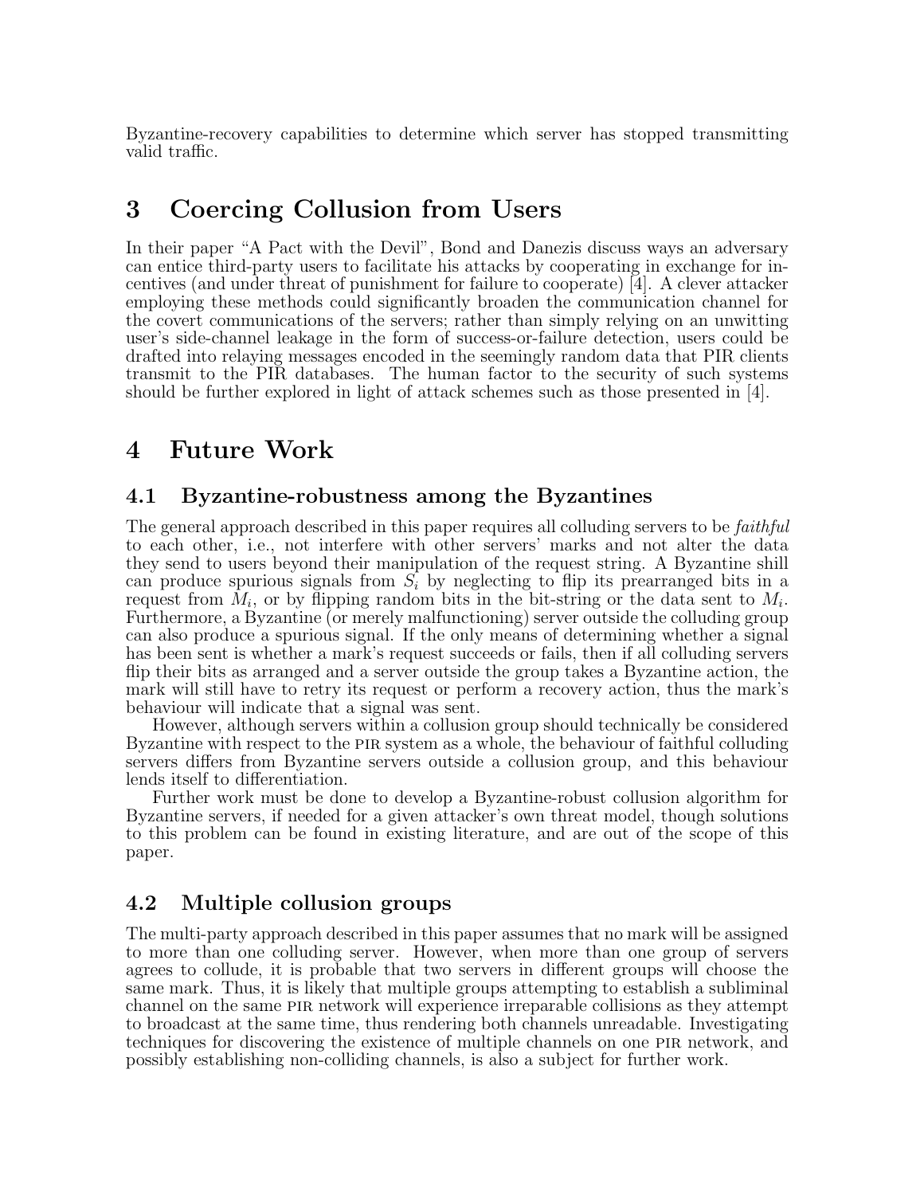Byzantine-recovery capabilities to determine which server has stopped transmitting valid traffic.

# 3 Coercing Collusion from Users

In their paper "A Pact with the Devil", Bond and Danezis discuss ways an adversary can entice third-party users to facilitate his attacks by cooperating in exchange for incentives (and under threat of punishment for failure to cooperate) [4]. A clever attacker employing these methods could significantly broaden the communication channel for the covert communications of the servers; rather than simply relying on an unwitting user's side-channel leakage in the form of success-or-failure detection, users could be drafted into relaying messages encoded in the seemingly random data that PIR clients transmit to the PIR databases. The human factor to the security of such systems should be further explored in light of attack schemes such as those presented in [4].

# 4 Future Work

## 4.1 Byzantine-robustness among the Byzantines

The general approach described in this paper requires all colluding servers to be *faithful* to each other, i.e., not interfere with other servers' marks and not alter the data they send to users beyond their manipulation of the request string. A Byzantine shill can produce spurious signals from $S_i$ by neglecting to flip its prearranged bits in a request from $M_i$, or by flipping random bits in the bit-string or the data sent to $M_i$. Furthermore, a Byzantine (or merely malfunctioning) server outside the colluding group can also produce a spurious signal. If the only means of determining whether a signal has been sent is whether a mark's request succeeds or fails, then if all colluding servers flip their bits as arranged and a server outside the group takes a Byzantine action, the mark will still have to retry its request or perform a recovery action, thus the mark's behaviour will indicate that a signal was sent.

However, although servers within a collusion group should technically be considered Byzantine with respect to the PIR system as a whole, the behaviour of faithful colluding servers differs from Byzantine servers outside a collusion group, and this behaviour lends itself to differentiation.

Further work must be done to develop a Byzantine-robust collusion algorithm for Byzantine servers, if needed for a given attacker's own threat model, though solutions to this problem can be found in existing literature, and are out of the scope of this paper.

## 4.2 Multiple collusion groups

The multi-party approach described in this paper assumes that no mark will be assigned to more than one colluding server. However, when more than one group of servers agrees to collude, it is probable that two servers in different groups will choose the same mark. Thus, it is likely that multiple groups attempting to establish a subliminal channel on the same PIR network will experience irreparable collisions as they attempt to broadcast at the same time, thus rendering both channels unreadable. Investigating techniques for discovering the existence of multiple channels on one PIR network, and possibly establishing non-colliding channels, is also a subject for further work.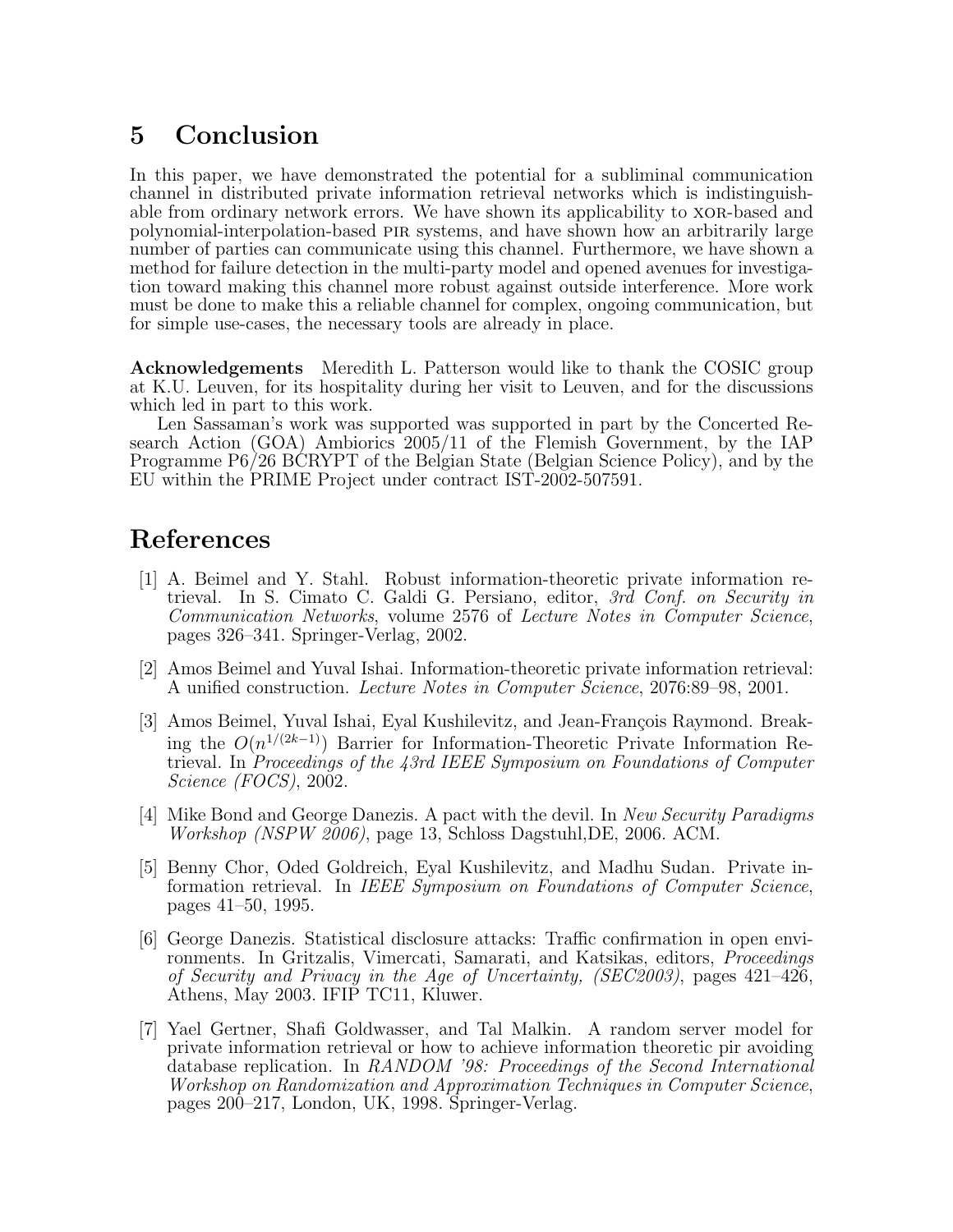## 5 Conclusion

In this paper, we have demonstrated the potential for a subliminal communication channel in distributed private information retrieval networks which is indistinguishable from ordinary network errors. We have shown its applicability to XOR-based and polynomial-interpolation-based PIR systems, and have shown how an arbitrarily large number of parties can communicate using this channel. Furthermore, we have shown a method for failure detection in the multi-party model and opened avenues for investigation toward making this channel more robust against outside interference. More work must be done to make this a reliable channel for complex, ongoing communication, but for simple use-cases, the necessary tools are already in place.

**Acknowledgements** Meredith L. Patterson would like to thank the COSIC group at K.U. Leuven, for its hospitality during her visit to Leuven, and for the discussions which led in part to this work.

Len Sassaman's work was supported was supported in part by the Concerted Research Action (GOA) Ambiorics 2005/11 of the Flemish Government, by the IAP Programme P6/26 BCRYPT of the Belgian State (Belgian Science Policy), and by the EU within the PRIME Project under contract IST-2002-507591.

## References

[1] A. Beimel and Y. Stahl. Robust information-theoretic private information retrieval. In S. Cimato C. Galdi G. Persiano, editor, *3rd Conf. on Security in Communication Networks*, volume 2576 of *Lecture Notes in Computer Science*, pages 326–341. Springer-Verlag, 2002.

[2] Amos Beimel and Yuval Ishai. Information-theoretic private information retrieval: A unified construction. *Lecture Notes in Computer Science*, 2076:89–98, 2001.

[3] Amos Beimel, Yuval Ishai, Eyal Kushilevitz, and Jean-François Raymond. Breaking the $O(n^{1/(2k-1)})$ Barrier for Information-Theoretic Private Information Retrieval. In *Proceedings of the 43rd IEEE Symposium on Foundations of Computer Science (FOCS)*, 2002.

[4] Mike Bond and George Danezis. A pact with the devil. In *New Security Paradigms Workshop (NSPW 2006)*, page 13, Schloss Dagstuhl,DE, 2006. ACM.

[5] Benny Chor, Oded Goldreich, Eyal Kushilevitz, and Madhu Sudan. Private information retrieval. In *IEEE Symposium on Foundations of Computer Science*, pages 41–50, 1995.

[6] George Danezis. Statistical disclosure attacks: Traffic confirmation in open environments. In Gritzalis, Vimercati, Samarati, and Katsikas, editors, *Proceedings of Security and Privacy in the Age of Uncertainty, (SEC2003)*, pages 421–426, Athens, May 2003. IFIP TC11, Kluwer.

[7] Yael Gertner, Shafi Goldwasser, and Tal Malkin. A random server model for private information retrieval or how to achieve information theoretic pir avoiding database replication. In *RANDOM '98: Proceedings of the Second International Workshop on Randomization and Approximation Techniques in Computer Science*, pages 200–217, London, UK, 1998. Springer-Verlag.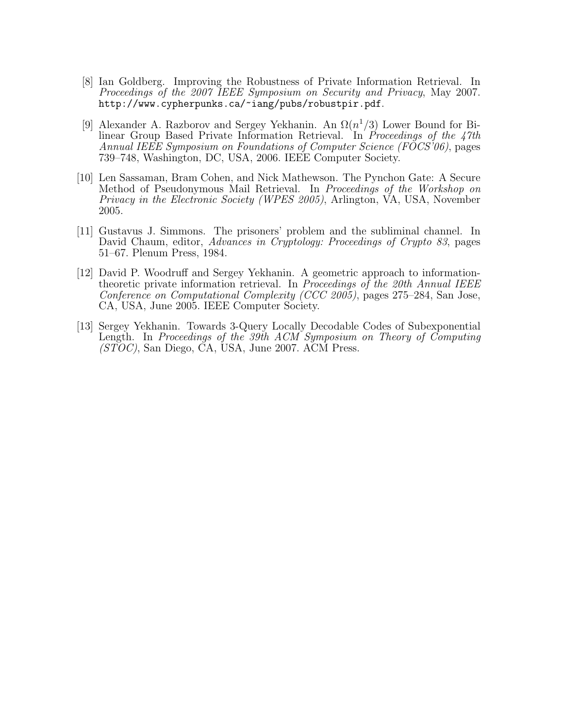[8] Ian Goldberg. Improving the Robustness of Private Information Retrieval. In *Proceedings of the 2007 IEEE Symposium on Security and Privacy*, May 2007. `http://www.cypherpunks.ca/~iang/pubs/robustpir.pdf`.

[9] Alexander A. Razborov and Sergey Yekhanin. An $\Omega(n^1/3)$ Lower Bound for Bilinear Group Based Private Information Retrieval. In *Proceedings of the 47th Annual IEEE Symposium on Foundations of Computer Science (FOCS'06)*, pages 739–748, Washington, DC, USA, 2006. IEEE Computer Society.

[10] Len Sassaman, Bram Cohen, and Nick Mathewson. The Pynchon Gate: A Secure Method of Pseudonymous Mail Retrieval. In *Proceedings of the Workshop on Privacy in the Electronic Society (WPES 2005)*, Arlington, VA, USA, November 2005.

[11] Gustavus J. Simmons. The prisoners' problem and the subliminal channel. In David Chaum, editor, *Advances in Cryptology: Proceedings of Crypto 83*, pages 51–67. Plenum Press, 1984.

[12] David P. Woodruff and Sergey Yekhanin. A geometric approach to information-theoretic private information retrieval. In *Proceedings of the 20th Annual IEEE Conference on Computational Complexity (CCC 2005)*, pages 275–284, San Jose, CA, USA, June 2005. IEEE Computer Society.

[13] Sergey Yekhanin. Towards 3-Query Locally Decodable Codes of Subexponential Length. In *Proceedings of the 39th ACM Symposium on Theory of Computing (STOC)*, San Diego, CA, USA, June 2007. ACM Press.